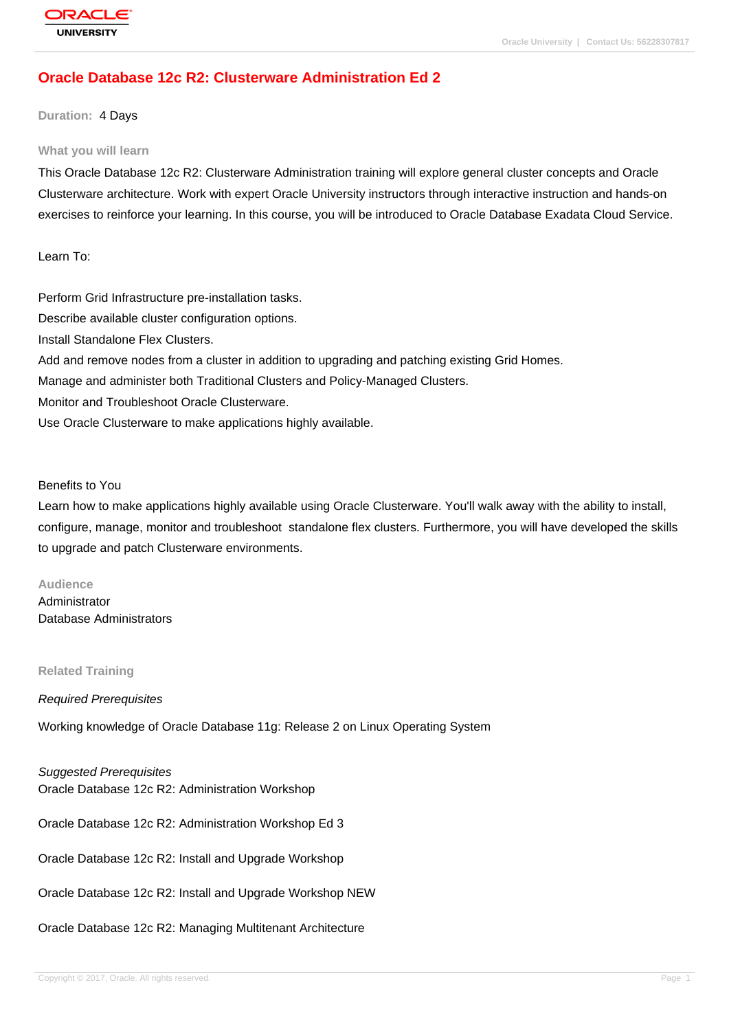# Oracle Database 12c R2: Clusterware Administration Ed 2

**Duration:** 4 Days

## What you will learn

This Oracle Database 12c R2: Clusterware Administration training will explore general cluster concepts and Oracle Clusterware architecture. Work with expert Oracle University instructors through interactive instruction and hands-on exercises to reinforce your learning. In this course, you will be introduced to Oracle Database Exadata Cloud Service.

Learn To:

Perform Grid Infrastructure pre-installation tasks.
Describe available cluster configuration options.
Install Standalone Flex Clusters.
Add and remove nodes from a cluster in addition to upgrading and patching existing Grid Homes.
Manage and administer both Traditional Clusters and Policy-Managed Clusters.
Monitor and Troubleshoot Oracle Clusterware.
Use Oracle Clusterware to make applications highly available.

Benefits to You

Learn how to make applications highly available using Oracle Clusterware. You'll walk away with the ability to install, configure, manage, monitor and troubleshoot standalone flex clusters. Furthermore, you will have developed the skills to upgrade and patch Clusterware environments.

## Audience

Administrator
Database Administrators

## Related Training

*Required Prerequisites*

Working knowledge of Oracle Database 11g: Release 2 on Linux Operating System

*Suggested Prerequisites*

Oracle Database 12c R2: Administration Workshop

Oracle Database 12c R2: Administration Workshop Ed 3

Oracle Database 12c R2: Install and Upgrade Workshop

Oracle Database 12c R2: Install and Upgrade Workshop NEW

Oracle Database 12c R2: Managing Multitenant Architecture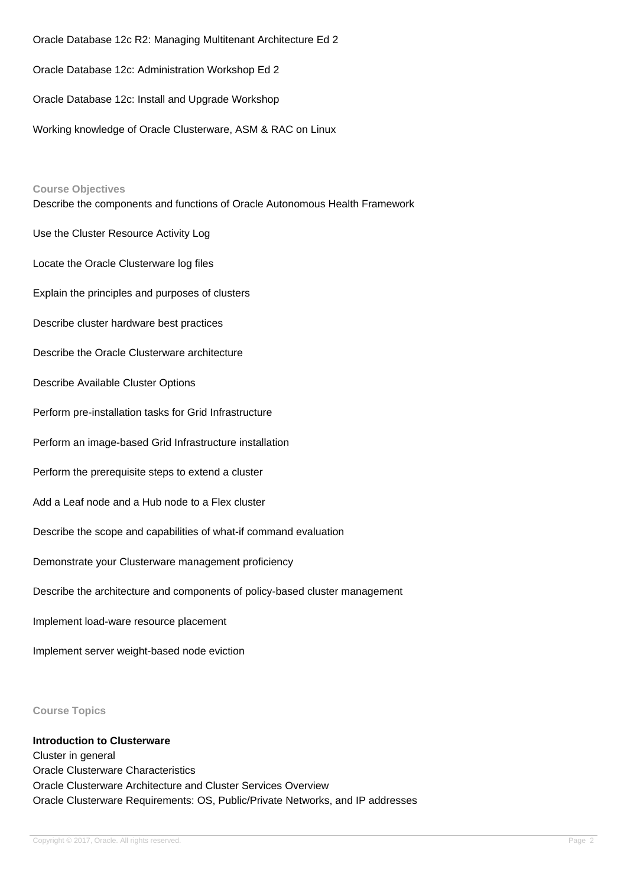Oracle Database 12c R2: Managing Multitenant Architecture Ed 2

Oracle Database 12c: Administration Workshop Ed 2

Oracle Database 12c: Install and Upgrade Workshop

Working knowledge of Oracle Clusterware, ASM & RAC on Linux

## Course Objectives

Describe the components and functions of Oracle Autonomous Health Framework

Use the Cluster Resource Activity Log

Locate the Oracle Clusterware log files

Explain the principles and purposes of clusters

Describe cluster hardware best practices

Describe the Oracle Clusterware architecture

Describe Available Cluster Options

Perform pre-installation tasks for Grid Infrastructure

Perform an image-based Grid Infrastructure installation

Perform the prerequisite steps to extend a cluster

Add a Leaf node and a Hub node to a Flex cluster

Describe the scope and capabilities of what-if command evaluation

Demonstrate your Clusterware management proficiency

Describe the architecture and components of policy-based cluster management

Implement load-ware resource placement

Implement server weight-based node eviction

## Course Topics

**Introduction to Clusterware**
Cluster in general
Oracle Clusterware Characteristics
Oracle Clusterware Architecture and Cluster Services Overview
Oracle Clusterware Requirements: OS, Public/Private Networks, and IP addresses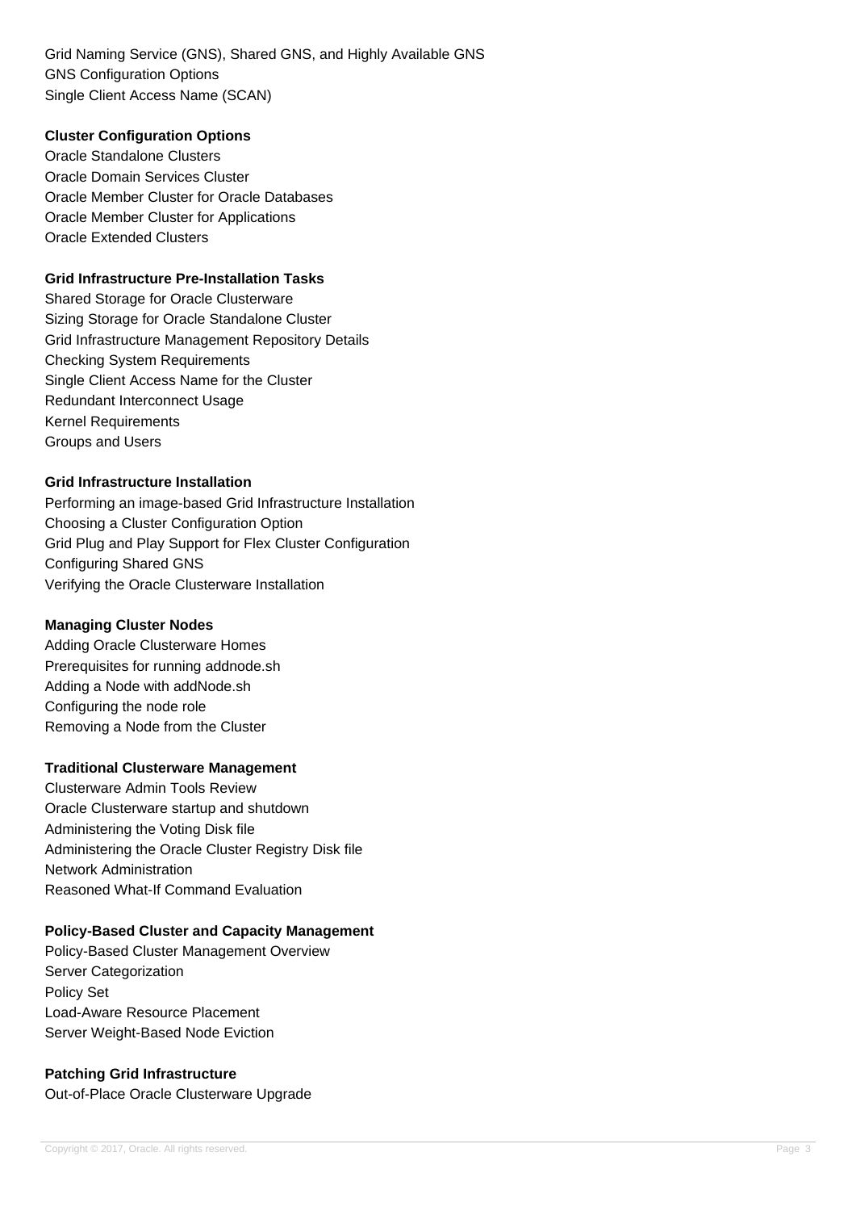Grid Naming Service (GNS), Shared GNS, and Highly Available GNS
GNS Configuration Options
Single Client Access Name (SCAN)

**Cluster Configuration Options**

Oracle Standalone Clusters
Oracle Domain Services Cluster
Oracle Member Cluster for Oracle Databases
Oracle Member Cluster for Applications
Oracle Extended Clusters

**Grid Infrastructure Pre-Installation Tasks**

Shared Storage for Oracle Clusterware
Sizing Storage for Oracle Standalone Cluster
Grid Infrastructure Management Repository Details
Checking System Requirements
Single Client Access Name for the Cluster
Redundant Interconnect Usage
Kernel Requirements
Groups and Users

**Grid Infrastructure Installation**

Performing an image-based Grid Infrastructure Installation
Choosing a Cluster Configuration Option
Grid Plug and Play Support for Flex Cluster Configuration
Configuring Shared GNS
Verifying the Oracle Clusterware Installation

**Managing Cluster Nodes**

Adding Oracle Clusterware Homes
Prerequisites for running addnode.sh
Adding a Node with addNode.sh
Configuring the node role
Removing a Node from the Cluster

**Traditional Clusterware Management**

Clusterware Admin Tools Review
Oracle Clusterware startup and shutdown
Administering the Voting Disk file
Administering the Oracle Cluster Registry Disk file
Network Administration
Reasoned What-If Command Evaluation

**Policy-Based Cluster and Capacity Management**

Policy-Based Cluster Management Overview
Server Categorization
Policy Set
Load-Aware Resource Placement
Server Weight-Based Node Eviction

**Patching Grid Infrastructure**

Out-of-Place Oracle Clusterware Upgrade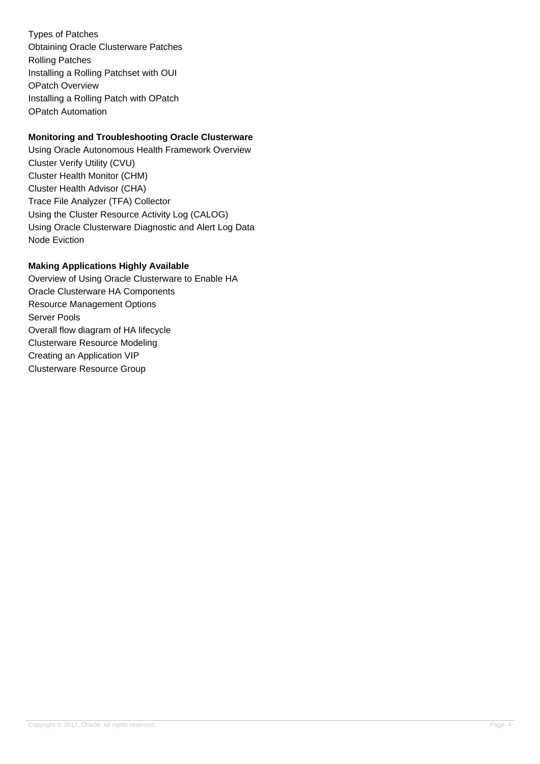Types of Patches
Obtaining Oracle Clusterware Patches
Rolling Patches
Installing a Rolling Patchset with OUI
OPatch Overview
Installing a Rolling Patch with OPatch
OPatch Automation

**Monitoring and Troubleshooting Oracle Clusterware**

Using Oracle Autonomous Health Framework Overview
Cluster Verify Utility (CVU)
Cluster Health Monitor (CHM)
Cluster Health Advisor (CHA)
Trace File Analyzer (TFA) Collector
Using the Cluster Resource Activity Log (CALOG)
Using Oracle Clusterware Diagnostic and Alert Log Data
Node Eviction

**Making Applications Highly Available**

Overview of Using Oracle Clusterware to Enable HA
Oracle Clusterware HA Components
Resource Management Options
Server Pools
Overall flow diagram of HA lifecycle
Clusterware Resource Modeling
Creating an Application VIP
Clusterware Resource Group